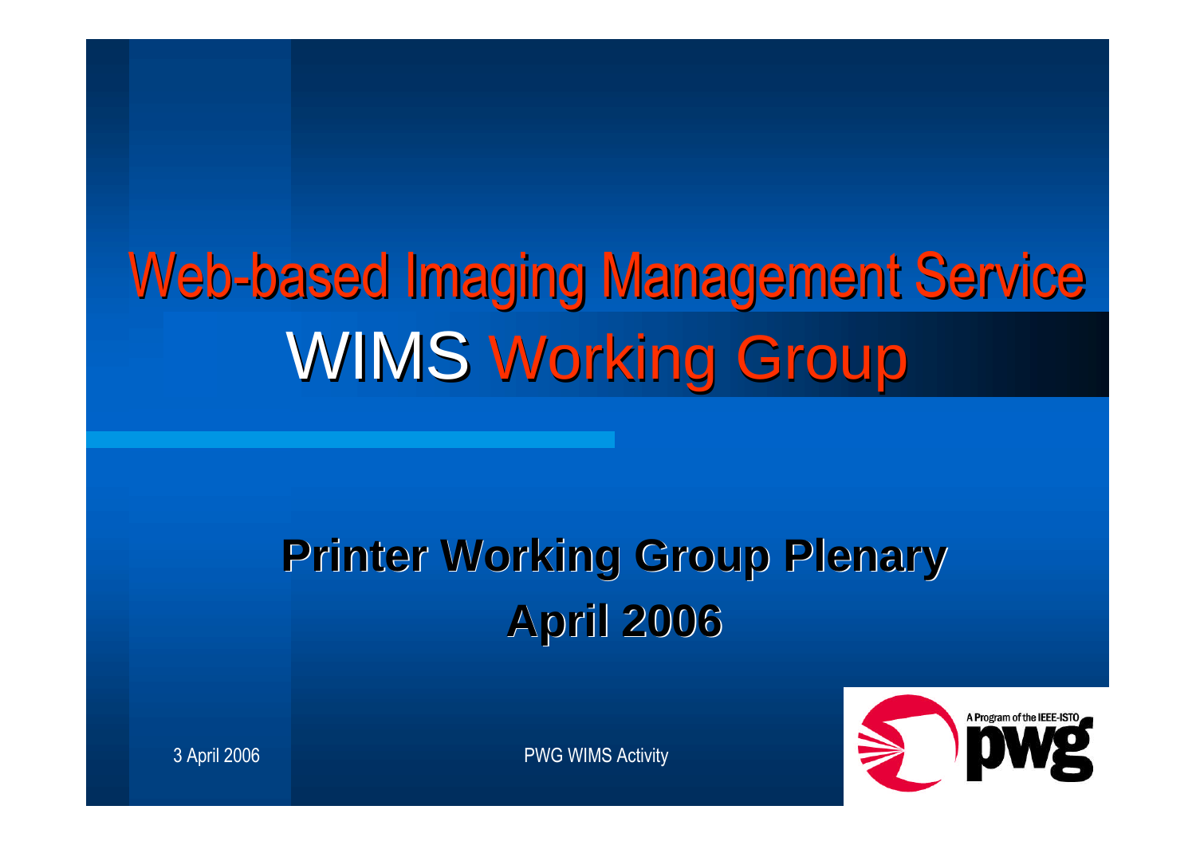# Web-based Imaging Management Service
# WIMS Working Group

## Printer Working Group Plenary
## April 2006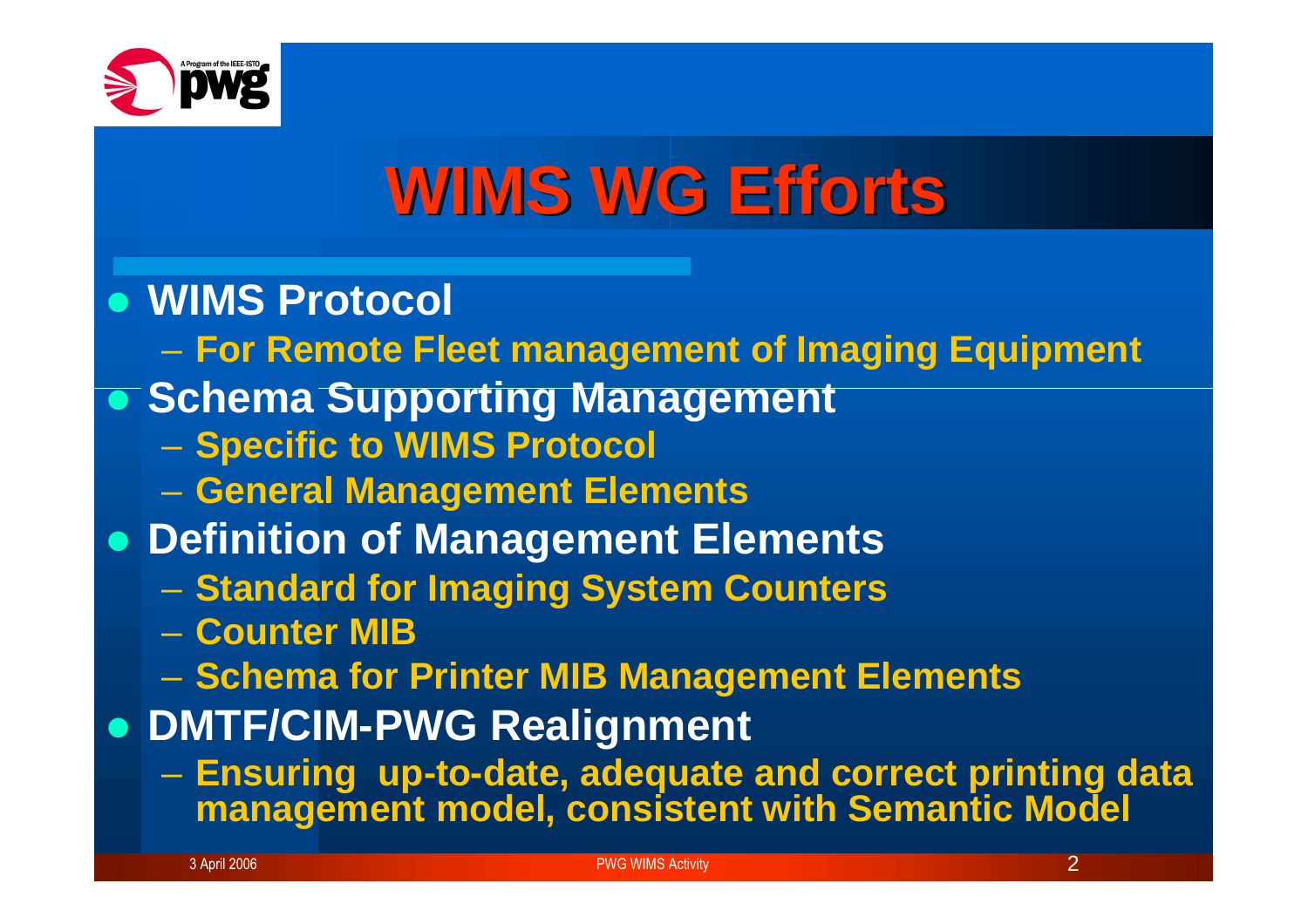# WIMS WG Efforts

- **WIMS Protocol**
  - **For Remote Fleet management of Imaging Equipment**
- **Schema Supporting Management**
  - **Specific to WIMS Protocol**
  - **General Management Elements**
- **Definition of Management Elements**
  - **Standard for Imaging System Counters**
  - **Counter MIB**
  - **Schema for Printer MIB Management Elements**
- **DMTF/CIM-PWG Realignment**
  - **Ensuring up-to-date, adequate and correct printing data management model, consistent with Semantic Model**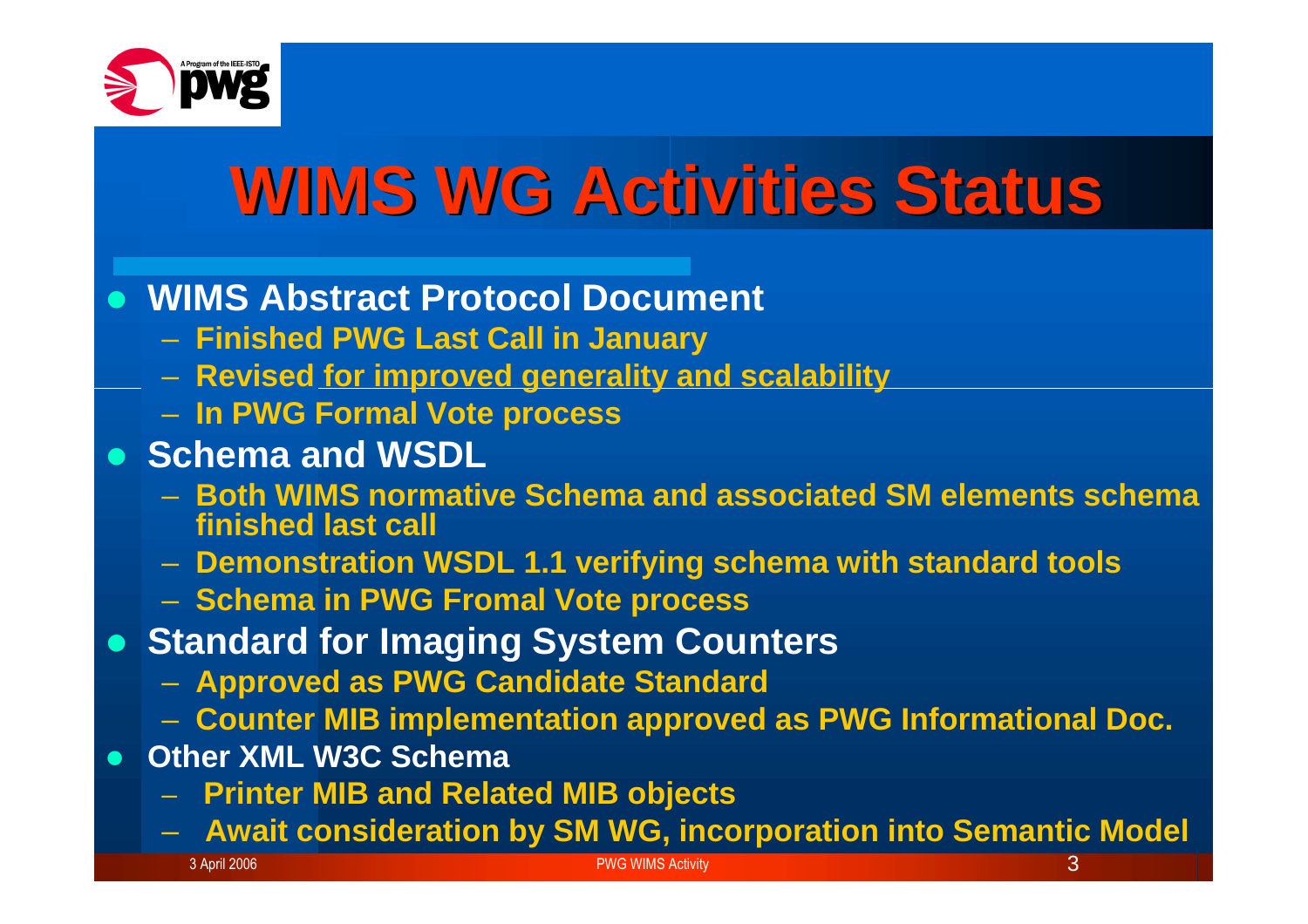# WIMS WG Activities Status

- **WIMS Abstract Protocol Document**
  - **Finished PWG Last Call in January**
  - **Revised for improved generality and scalability**
  - **In PWG Formal Vote process**
- **Schema and WSDL**
  - **Both WIMS normative Schema and associated SM elements schema finished last call**
  - **Demonstration WSDL 1.1 verifying schema with standard tools**
  - **Schema in PWG Fromal Vote process**
- **Standard for Imaging System Counters**
  - **Approved as PWG Candidate Standard**
  - **Counter MIB implementation approved as PWG Informational Doc.**
- **Other XML W3C Schema**
  - **Printer MIB and Related MIB objects**
  - **Await consideration by SM WG, incorporation into Semantic Model**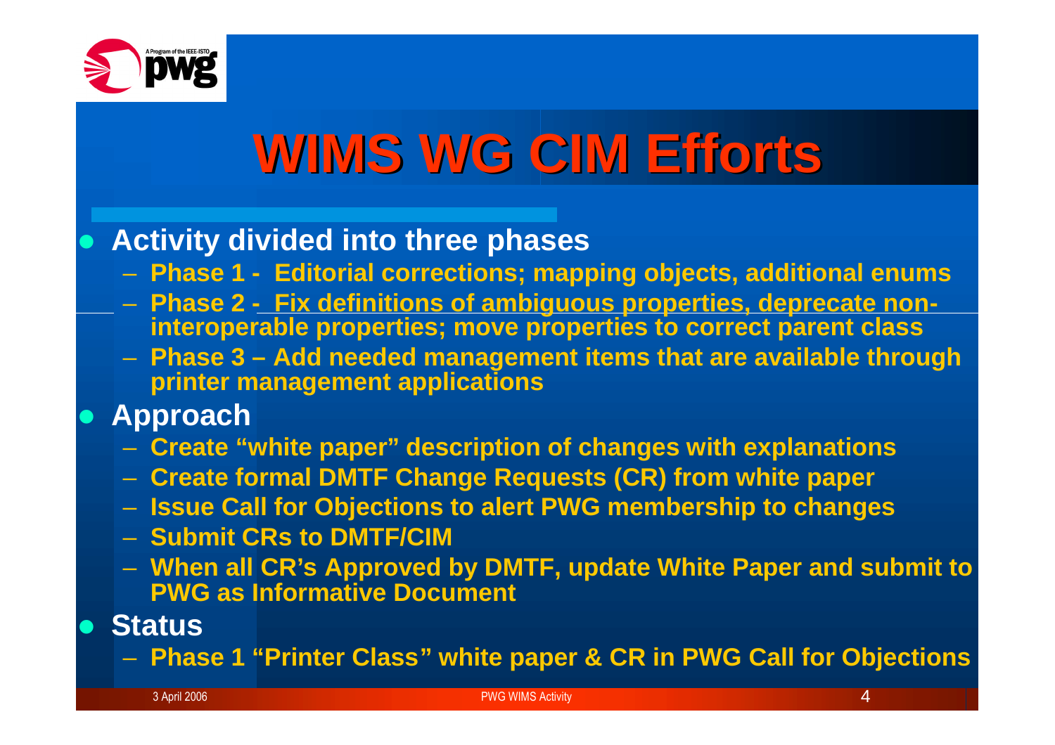# WIMS WG CIM Efforts

- **Activity divided into three phases**
  - **Phase 1 - Editorial corrections; mapping objects, additional enums**
  - **Phase 2 - Fix definitions of ambiguous properties, deprecate non-interoperable properties; move properties to correct parent class**
  - **Phase 3 – Add needed management items that are available through printer management applications**
- **Approach**
  - **Create "white paper" description of changes with explanations**
  - **Create formal DMTF Change Requests (CR) from white paper**
  - **Issue Call for Objections to alert PWG membership to changes**
  - **Submit CRs to DMTF/CIM**
  - **When all CR's Approved by DMTF, update White Paper and submit to PWG as Informative Document**
- **Status**
  - **Phase 1 "Printer Class" white paper & CR in PWG Call for Objections**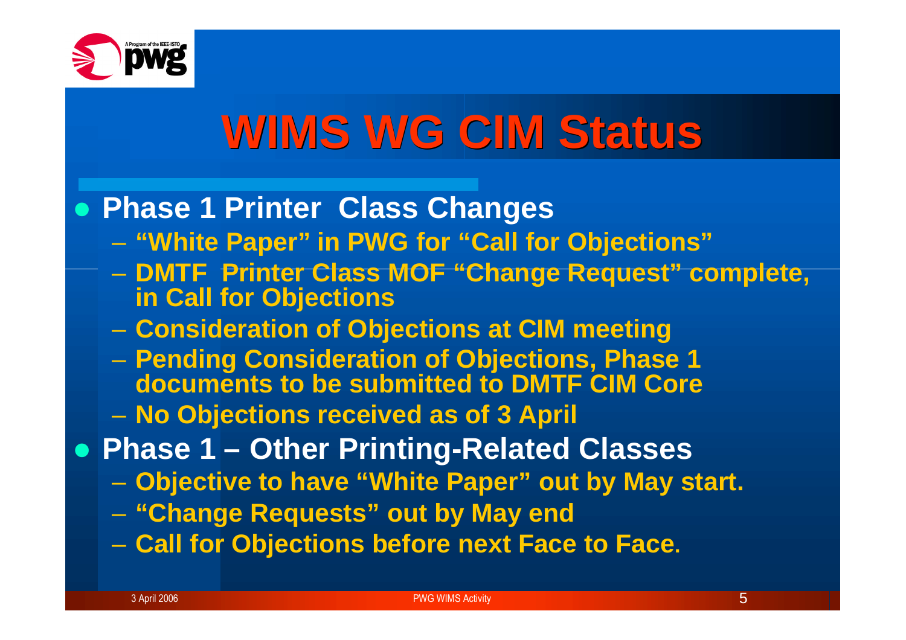# WIMS WG CIM Status

- **Phase 1 Printer Class Changes**
  - **"White Paper" in PWG for "Call for Objections"**
  - **DMTF Printer Class MOF "Change Request" complete, in Call for Objections**
  - **Consideration of Objections at CIM meeting**
  - **Pending Consideration of Objections, Phase 1 documents to be submitted to DMTF CIM Core**
  - **No Objections received as of 3 April**
- **Phase 1 – Other Printing-Related Classes**
  - **Objective to have "White Paper" out by May start.**
  - **"Change Requests" out by May end**
  - **Call for Objections before next Face to Face.**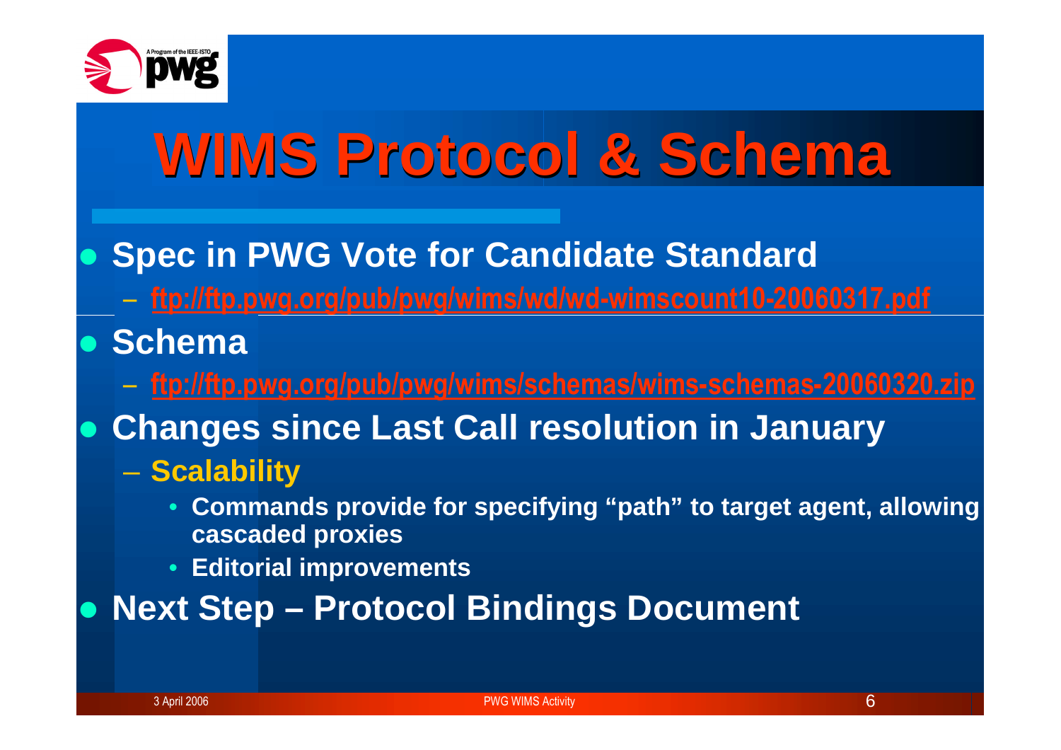# WIMS Protocol & Schema

- **Spec in PWG Vote for Candidate Standard**
  - ftp://ftp.pwg.org/pub/pwg/wims/wd/wd-wimscount10-20060317.pdf
- **Schema**
  - ftp://ftp.pwg.org/pub/pwg/wims/schemas/wims-schemas-20060320.zip
- **Changes since Last Call resolution in January**
  - **Scalability**
    - **Commands provide for specifying "path" to target agent, allowing cascaded proxies**
    - **Editorial improvements**
- **Next Step – Protocol Bindings Document**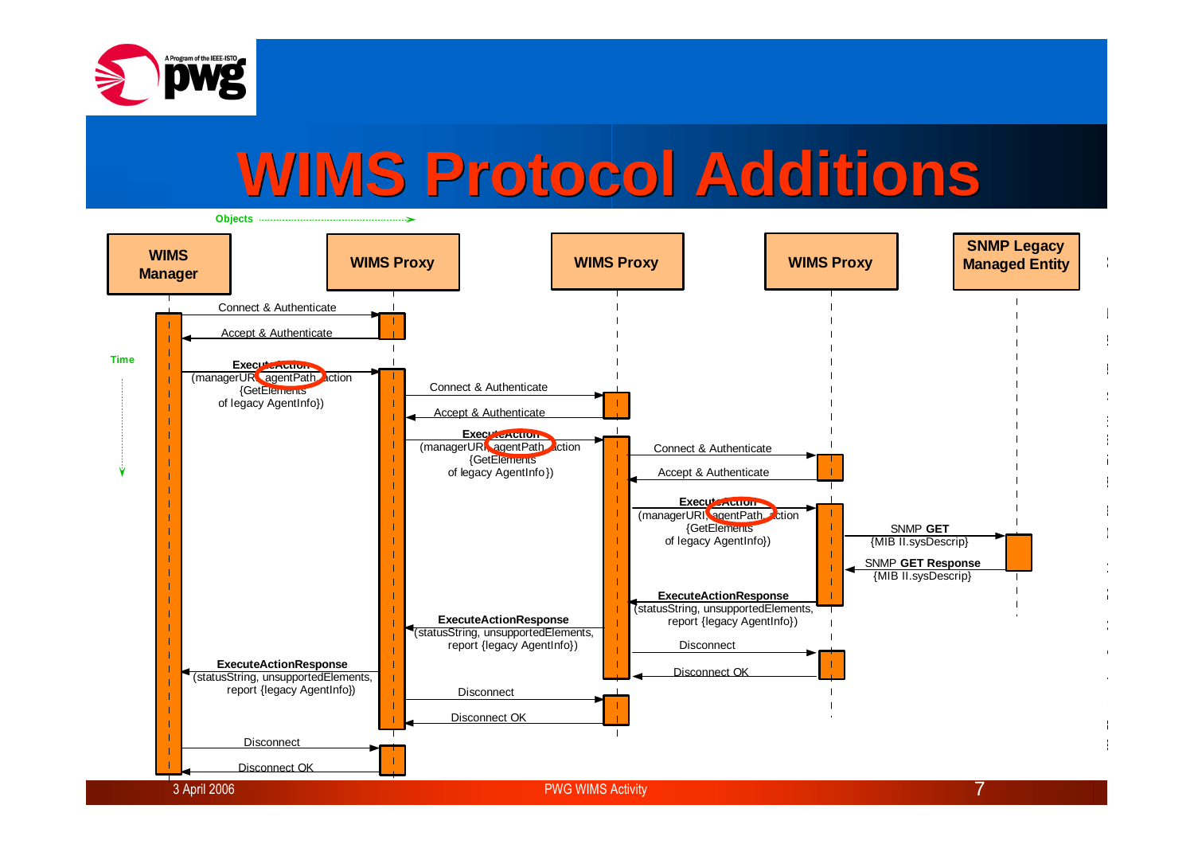# WIMS Protocol Additions

Objects

Time

WIMS Manager

WIMS Proxy

WIMS Proxy

WIMS Proxy

SNMP Legacy Managed Entity

Connect & Authenticate

Accept & Authenticate

**ExecuteAction**
(managerURI, agentPath, action
{GetElements
of legacy AgentInfo})

Connect & Authenticate

Accept & Authenticate

**ExecuteAction**
(managerURI, agentPath, action
{GetElements
of legacy AgentInfo})

Connect & Authenticate

Accept & Authenticate

**ExecuteAction**
(managerURI, agentPath, action
{GetElements
of legacy AgentInfo})

SNMP **GET**
{MIB II.sysDescrip}

SNMP **GET Response**
{MIB II.sysDescrip}

**ExecuteActionResponse**
(statusString, unsupportedElements,
report {legacy AgentInfo})

**ExecuteActionResponse**
(statusString, unsupportedElements,
report {legacy AgentInfo})

Disconnect

Disconnect OK

**ExecuteActionResponse**
(statusString, unsupportedElements,
report {legacy AgentInfo})

Disconnect

Disconnect OK

Disconnect

Disconnect OK

3 April 2006

PWG WIMS Activity